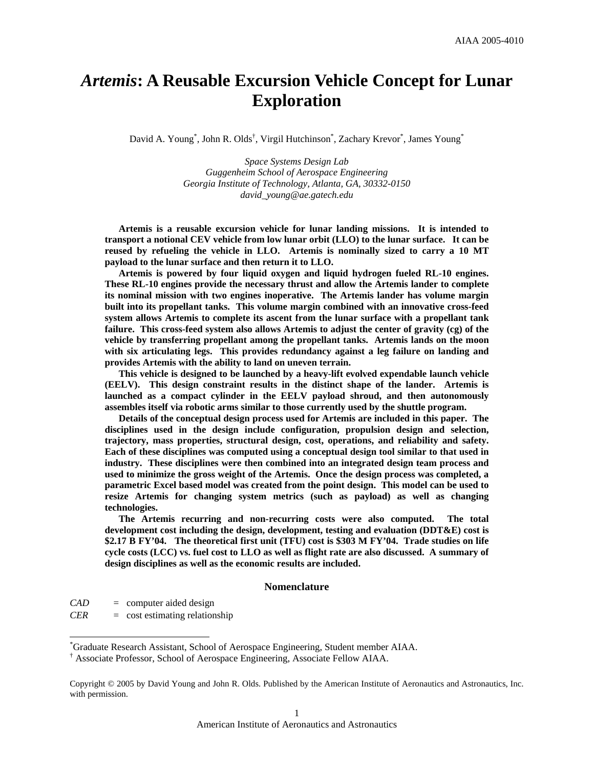# *Artemis*: A Reusable Excursion Vehicle Concept for Lunar Exploration

David A. Young[*], John R. Olds[†], Virgil Hutchinson[*], Zachary Krevor[*], James Young[*]

*Space Systems Design Lab*
*Guggenheim School of Aerospace Engineering*
*Georgia Institute of Technology, Atlanta, GA, 30332-0150*
*david_young@ae.gatech.edu*

**Artemis is a reusable excursion vehicle for lunar landing missions. It is intended to transport a notional CEV vehicle from low lunar orbit (LLO) to the lunar surface. It can be reused by refueling the vehicle in LLO. Artemis is nominally sized to carry a 10 MT payload to the lunar surface and then return it to LLO.**

**Artemis is powered by four liquid oxygen and liquid hydrogen fueled RL-10 engines. These RL-10 engines provide the necessary thrust and allow the Artemis lander to complete its nominal mission with two engines inoperative. The Artemis lander has volume margin built into its propellant tanks. This volume margin combined with an innovative cross-feed system allows Artemis to complete its ascent from the lunar surface with a propellant tank failure. This cross-feed system also allows Artemis to adjust the center of gravity (cg) of the vehicle by transferring propellant among the propellant tanks. Artemis lands on the moon with six articulating legs. This provides redundancy against a leg failure on landing and provides Artemis with the ability to land on uneven terrain.**

**This vehicle is designed to be launched by a heavy-lift evolved expendable launch vehicle (EELV). This design constraint results in the distinct shape of the lander. Artemis is launched as a compact cylinder in the EELV payload shroud, and then autonomously assembles itself via robotic arms similar to those currently used by the shuttle program.**

**Details of the conceptual design process used for Artemis are included in this paper. The disciplines used in the design include configuration, propulsion design and selection, trajectory, mass properties, structural design, cost, operations, and reliability and safety. Each of these disciplines was computed using a conceptual design tool similar to that used in industry. These disciplines were then combined into an integrated design team process and used to minimize the gross weight of the Artemis. Once the design process was completed, a parametric Excel based model was created from the point design. This model can be used to resize Artemis for changing system metrics (such as payload) as well as changing technologies.**

**The Artemis recurring and non-recurring costs were also computed. The total development cost including the design, development, testing and evaluation (DDT&E) cost is $2.17 B FY'04. The theoretical first unit (TFU) cost is $303 M FY'04. Trade studies on life cycle costs (LCC) vs. fuel cost to LLO as well as flight rate are also discussed. A summary of design disciplines as well as the economic results are included.**

## Nomenclature

*CAD* = computer aided design
*CER* = cost estimating relationship

---

[*] Graduate Research Assistant, School of Aerospace Engineering, Student member AIAA.
[†] Associate Professor, School of Aerospace Engineering, Associate Fellow AIAA.

Copyright © 2005 by David Young and John R. Olds. Published by the American Institute of Aeronautics and Astronautics, Inc. with permission.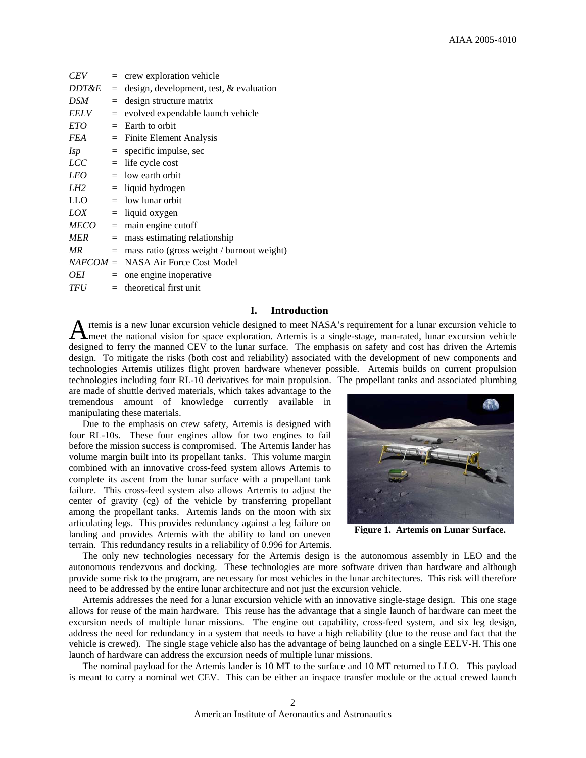| | | |
|---|---|---|
| *CEV* | = | crew exploration vehicle |
| *DDT&E* | = | design, development, test, & evaluation |
| *DSM* | = | design structure matrix |
| *EELV* | = | evolved expendable launch vehicle |
| *ETO* | = | Earth to orbit |
| *FEA* | = | Finite Element Analysis |
| *Isp* | = | specific impulse, sec |
| *LCC* | = | life cycle cost |
| *LEO* | = | low earth orbit |
| *LH2* | = | liquid hydrogen |
| LLO | = | low lunar orbit |
| *LOX* | = | liquid oxygen |
| *MECO* | = | main engine cutoff |
| *MER* | = | mass estimating relationship |
| *MR* | = | mass ratio (gross weight / burnout weight) |
| *NAFCOM* | = | NASA Air Force Cost Model |
| *OEI* | = | one engine inoperative |
| *TFU* | = | theoretical first unit |

## I. Introduction

Artemis is a new lunar excursion vehicle designed to meet NASA's requirement for a lunar excursion vehicle to meet the national vision for space exploration. Artemis is a single-stage, man-rated, lunar excursion vehicle designed to ferry the manned CEV to the lunar surface. The emphasis on safety and cost has driven the Artemis design. To mitigate the risks (both cost and reliability) associated with the development of new components and technologies Artemis utilizes flight proven hardware whenever possible. Artemis builds on current propulsion technologies including four RL-10 derivatives for main propulsion. The propellant tanks and associated plumbing are made of shuttle derived materials, which takes advantage to the tremendous amount of knowledge currently available in manipulating these materials.

Due to the emphasis on crew safety, Artemis is designed with four RL-10s. These four engines allow for two engines to fail before the mission success is compromised. The Artemis lander has volume margin built into its propellant tanks. This volume margin combined with an innovative cross-feed system allows Artemis to complete its ascent from the lunar surface with a propellant tank failure. This cross-feed system also allows Artemis to adjust the center of gravity (cg) of the vehicle by transferring propellant among the propellant tanks. Artemis lands on the moon with six articulating legs. This provides redundancy against a leg failure on landing and provides Artemis with the ability to land on uneven terrain. This redundancy results in a reliability of 0.996 for Artemis.

**Figure 1. Artemis on Lunar Surface.**

The only new technologies necessary for the Artemis design is the autonomous assembly in LEO and the autonomous rendezvous and docking. These technologies are more software driven than hardware and although provide some risk to the program, are necessary for most vehicles in the lunar architectures. This risk will therefore need to be addressed by the entire lunar architecture and not just the excursion vehicle.

Artemis addresses the need for a lunar excursion vehicle with an innovative single-stage design. This one stage allows for reuse of the main hardware. This reuse has the advantage that a single launch of hardware can meet the excursion needs of multiple lunar missions. The engine out capability, cross-feed system, and six leg design, address the need for redundancy in a system that needs to have a high reliability (due to the reuse and fact that the vehicle is crewed). The single stage vehicle also has the advantage of being launched on a single EELV-H. This one launch of hardware can address the excursion needs of multiple lunar missions.

The nominal payload for the Artemis lander is 10 MT to the surface and 10 MT returned to LLO. This payload is meant to carry a nominal wet CEV. This can be either an inspace transfer module or the actual crewed launch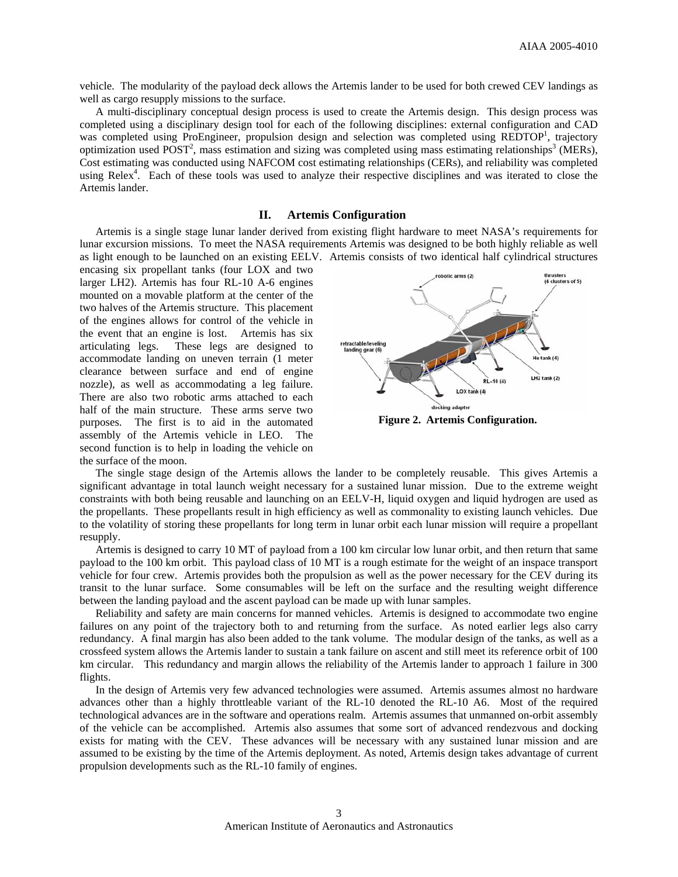vehicle. The modularity of the payload deck allows the Artemis lander to be used for both crewed CEV landings as well as cargo resupply missions to the surface.

A multi-disciplinary conceptual design process is used to create the Artemis design. This design process was completed using a disciplinary design tool for each of the following disciplines: external configuration and CAD was completed using ProEngineer, propulsion design and selection was completed using REDTOP[1], trajectory optimization used POST[2], mass estimation and sizing was completed using mass estimating relationships[3] (MERs), Cost estimating was conducted using NAFCOM cost estimating relationships (CERs), and reliability was completed using Relex[4]. Each of these tools was used to analyze their respective disciplines and was iterated to close the Artemis lander.

## II. Artemis Configuration

Artemis is a single stage lunar lander derived from existing flight hardware to meet NASA's requirements for lunar excursion missions. To meet the NASA requirements Artemis was designed to be both highly reliable as well as light enough to be launched on an existing EELV. Artemis consists of two identical half cylindrical structures encasing six propellant tanks (four LOX and two larger LH2). Artemis has four RL-10 A-6 engines mounted on a movable platform at the center of the two halves of the Artemis structure. This placement of the engines allows for control of the vehicle in the event that an engine is lost. Artemis has six articulating legs. These legs are designed to accommodate landing on uneven terrain (1 meter clearance between surface and end of engine nozzle), as well as accommodating a leg failure. There are also two robotic arms attached to each half of the main structure. These arms serve two purposes. The first is to aid in the automated assembly of the Artemis vehicle in LEO. The second function is to help in loading the vehicle on the surface of the moon.

**Figure 2. Artemis Configuration.**

The single stage design of the Artemis allows the lander to be completely reusable. This gives Artemis a significant advantage in total launch weight necessary for a sustained lunar mission. Due to the extreme weight constraints with both being reusable and launching on an EELV-H, liquid oxygen and liquid hydrogen are used as the propellants. These propellants result in high efficiency as well as commonality to existing launch vehicles. Due to the volatility of storing these propellants for long term in lunar orbit each lunar mission will require a propellant resupply.

Artemis is designed to carry 10 MT of payload from a 100 km circular low lunar orbit, and then return that same payload to the 100 km orbit. This payload class of 10 MT is a rough estimate for the weight of an inspace transport vehicle for four crew. Artemis provides both the propulsion as well as the power necessary for the CEV during its transit to the lunar surface. Some consumables will be left on the surface and the resulting weight difference between the landing payload and the ascent payload can be made up with lunar samples.

Reliability and safety are main concerns for manned vehicles. Artemis is designed to accommodate two engine failures on any point of the trajectory both to and returning from the surface. As noted earlier legs also carry redundancy. A final margin has also been added to the tank volume. The modular design of the tanks, as well as a crossfeed system allows the Artemis lander to sustain a tank failure on ascent and still meet its reference orbit of 100 km circular. This redundancy and margin allows the reliability of the Artemis lander to approach 1 failure in 300 flights.

In the design of Artemis very few advanced technologies were assumed. Artemis assumes almost no hardware advances other than a highly throttleable variant of the RL-10 denoted the RL-10 A6. Most of the required technological advances are in the software and operations realm. Artemis assumes that unmanned on-orbit assembly of the vehicle can be accomplished. Artemis also assumes that some sort of advanced rendezvous and docking exists for mating with the CEV. These advances will be necessary with any sustained lunar mission and are assumed to be existing by the time of the Artemis deployment. As noted, Artemis design takes advantage of current propulsion developments such as the RL-10 family of engines.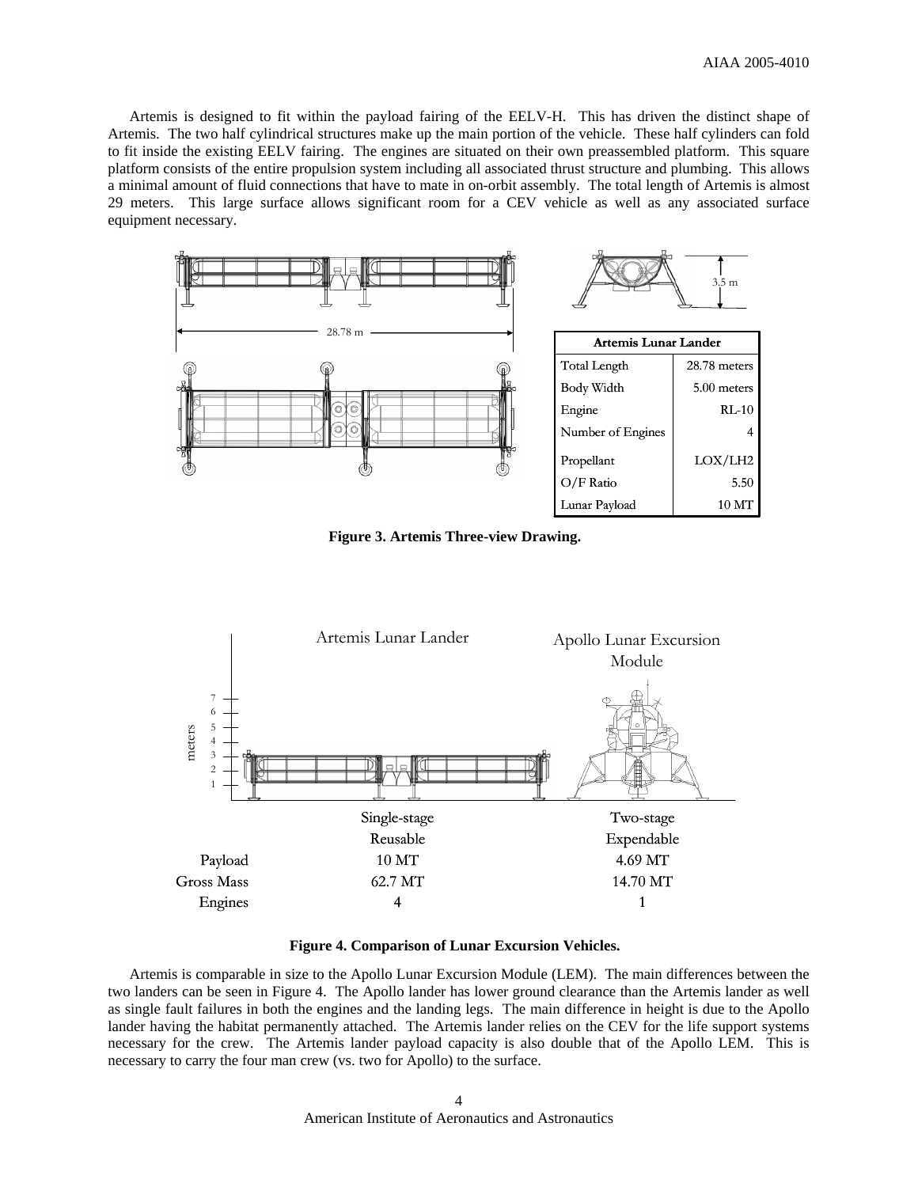Artemis is designed to fit within the payload fairing of the EELV-H. This has driven the distinct shape of Artemis. The two half cylindrical structures make up the main portion of the vehicle. These half cylinders can fold to fit inside the existing EELV fairing. The engines are situated on their own preassembled platform. This square platform consists of the entire propulsion system including all associated thrust structure and plumbing. This allows a minimal amount of fluid connections that have to mate in on-orbit assembly. The total length of Artemis is almost 29 meters. This large surface allows significant room for a CEV vehicle as well as any associated surface equipment necessary.

| Artemis Lunar Lander | |
|---|---|
| Total Length | 28.78 meters |
| Body Width | 5.00 meters |
| Engine | RL-10 |
| Number of Engines | 4 |
| Propellant | LOX/LH2 |
| O/F Ratio | 5.50 |
| Lunar Payload | 10 MT |

**Figure 3. Artemis Three-view Drawing.**

| | Artemis Lunar Lander | Apollo Lunar Excursion Module |
|---|---|---|
| | Single-stage Reusable | Two-stage Expendable |
| Payload | 10 MT | 4.69 MT |
| Gross Mass | 62.7 MT | 14.70 MT |
| Engines | 4 | 1 |

**Figure 4. Comparison of Lunar Excursion Vehicles.**

Artemis is comparable in size to the Apollo Lunar Excursion Module (LEM). The main differences between the two landers can be seen in Figure 4. The Apollo lander has lower ground clearance than the Artemis lander as well as single fault failures in both the engines and the landing legs. The main difference in height is due to the Apollo lander having the habitat permanently attached. The Artemis lander relies on the CEV for the life support systems necessary for the crew. The Artemis lander payload capacity is also double that of the Apollo LEM. This is necessary to carry the four man crew (vs. two for Apollo) to the surface.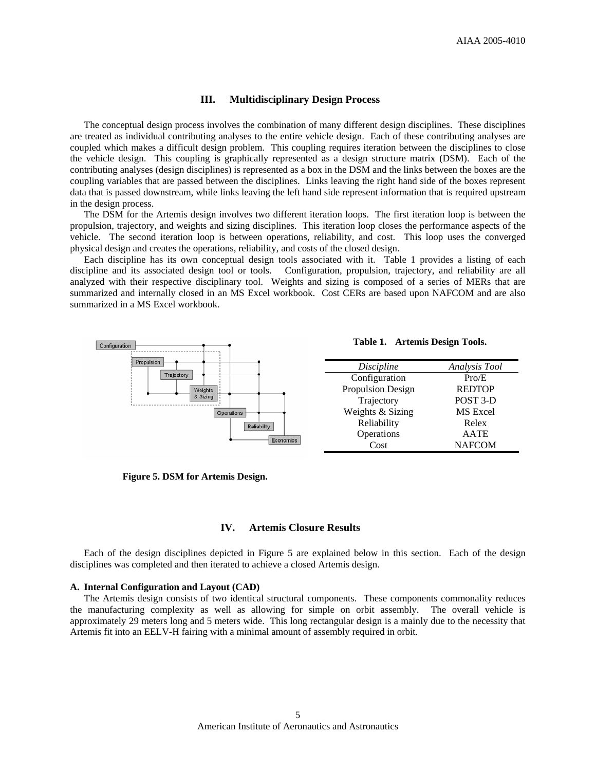## III. Multidisciplinary Design Process

The conceptual design process involves the combination of many different design disciplines. These disciplines are treated as individual contributing analyses to the entire vehicle design. Each of these contributing analyses are coupled which makes a difficult design problem. This coupling requires iteration between the disciplines to close the vehicle design. This coupling is graphically represented as a design structure matrix (DSM). Each of the contributing analyses (design disciplines) is represented as a box in the DSM and the links between the boxes are the coupling variables that are passed between the disciplines. Links leaving the right hand side of the boxes represent data that is passed downstream, while links leaving the left hand side represent information that is required upstream in the design process.

The DSM for the Artemis design involves two different iteration loops. The first iteration loop is between the propulsion, trajectory, and weights and sizing disciplines. This iteration loop closes the performance aspects of the vehicle. The second iteration loop is between operations, reliability, and cost. This loop uses the converged physical design and creates the operations, reliability, and costs of the closed design.

Each discipline has its own conceptual design tools associated with it. Table 1 provides a listing of each discipline and its associated design tool or tools. Configuration, propulsion, trajectory, and reliability are all analyzed with their respective disciplinary tool. Weights and sizing is composed of a series of MERs that are summarized and internally closed in an MS Excel workbook. Cost CERs are based upon NAFCOM and are also summarized in a MS Excel workbook.

**Figure 5. DSM for Artemis Design.**

**Table 1. Artemis Design Tools.**

| *Discipline* | *Analysis Tool* |
|---|---|
| Configuration | Pro/E |
| Propulsion Design | REDTOP |
| Trajectory | POST 3-D |
| Weights & Sizing | MS Excel |
| Reliability | Relex |
| Operations | AATE |
| Cost | NAFCOM |

## IV. Artemis Closure Results

Each of the design disciplines depicted in Figure 5 are explained below in this section. Each of the design disciplines was completed and then iterated to achieve a closed Artemis design.

### A. Internal Configuration and Layout (CAD)

The Artemis design consists of two identical structural components. These components commonality reduces the manufacturing complexity as well as allowing for simple on orbit assembly. The overall vehicle is approximately 29 meters long and 5 meters wide. This long rectangular design is a mainly due to the necessity that Artemis fit into an EELV-H fairing with a minimal amount of assembly required in orbit.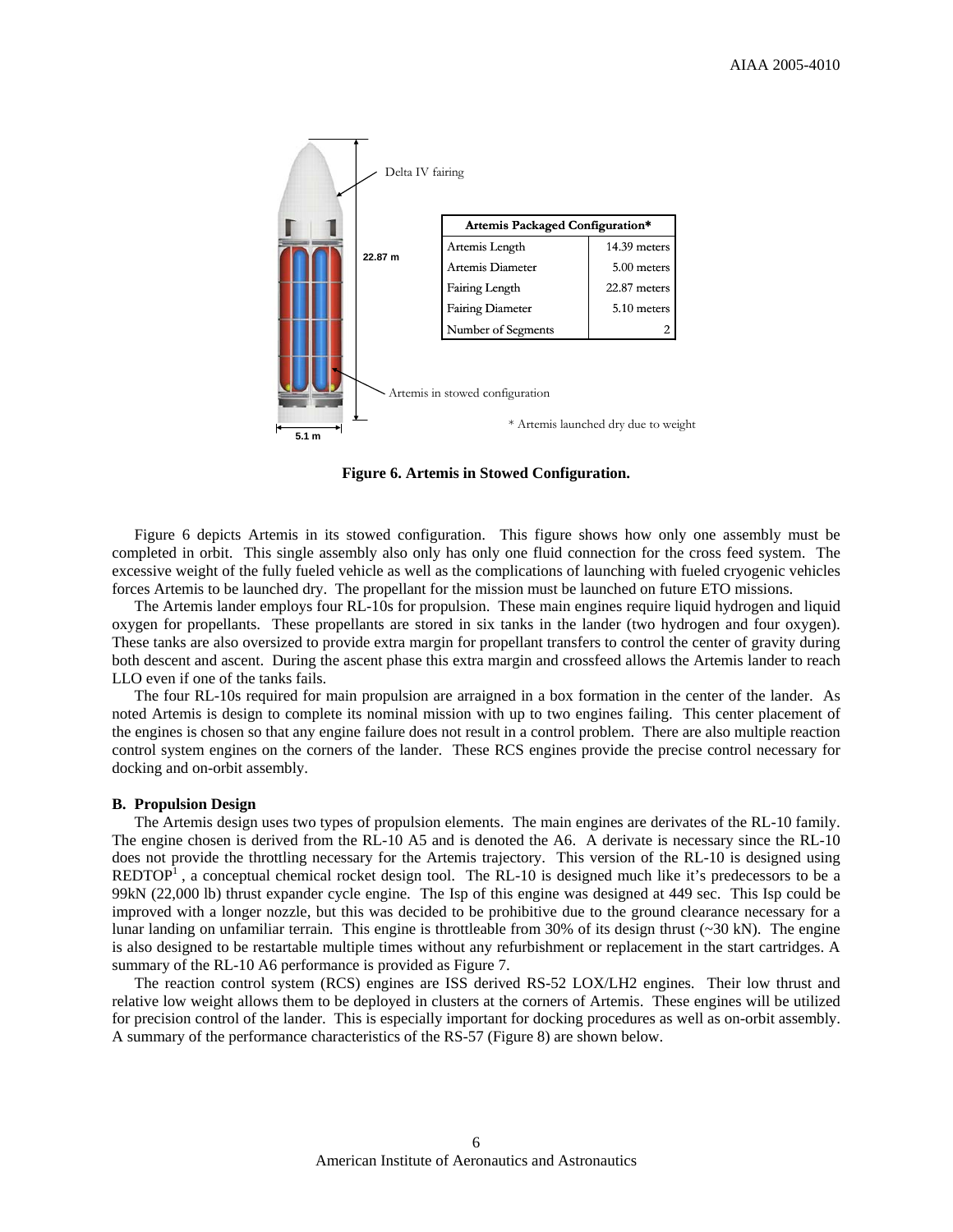| Artemis Packaged Configuration* | |
|---|---|
| Artemis Length | 14.39 meters |
| Artemis Diameter | 5.00 meters |
| Fairing Length | 22.87 meters |
| Fairing Diameter | 5.10 meters |
| Number of Segments | 2 |

\* Artemis launched dry due to weight

**Figure 6. Artemis in Stowed Configuration.**

Figure 6 depicts Artemis in its stowed configuration. This figure shows how only one assembly must be completed in orbit. This single assembly also only has only one fluid connection for the cross feed system. The excessive weight of the fully fueled vehicle as well as the complications of launching with fueled cryogenic vehicles forces Artemis to be launched dry. The propellant for the mission must be launched on future ETO missions.

The Artemis lander employs four RL-10s for propulsion. These main engines require liquid hydrogen and liquid oxygen for propellants. These propellants are stored in six tanks in the lander (two hydrogen and four oxygen). These tanks are also oversized to provide extra margin for propellant transfers to control the center of gravity during both descent and ascent. During the ascent phase this extra margin and crossfeed allows the Artemis lander to reach LLO even if one of the tanks fails.

The four RL-10s required for main propulsion are arraigned in a box formation in the center of the lander. As noted Artemis is design to complete its nominal mission with up to two engines failing. This center placement of the engines is chosen so that any engine failure does not result in a control problem. There are also multiple reaction control system engines on the corners of the lander. These RCS engines provide the precise control necessary for docking and on-orbit assembly.

### B. Propulsion Design

The Artemis design uses two types of propulsion elements. The main engines are derivates of the RL-10 family. The engine chosen is derived from the RL-10 A5 and is denoted the A6. A derivate is necessary since the RL-10 does not provide the throttling necessary for the Artemis trajectory. This version of the RL-10 is designed using REDTOP[1], a conceptual chemical rocket design tool. The RL-10 is designed much like it's predecessors to be a 99kN (22,000 lb) thrust expander cycle engine. The Isp of this engine was designed at 449 sec. This Isp could be improved with a longer nozzle, but this was decided to be prohibitive due to the ground clearance necessary for a lunar landing on unfamiliar terrain. This engine is throttleable from 30% of its design thrust (~30 kN). The engine is also designed to be restartable multiple times without any refurbishment or replacement in the start cartridges. A summary of the RL-10 A6 performance is provided as Figure 7.

The reaction control system (RCS) engines are ISS derived RS-52 LOX/LH2 engines. Their low thrust and relative low weight allows them to be deployed in clusters at the corners of Artemis. These engines will be utilized for precision control of the lander. This is especially important for docking procedures as well as on-orbit assembly. A summary of the performance characteristics of the RS-57 (Figure 8) are shown below.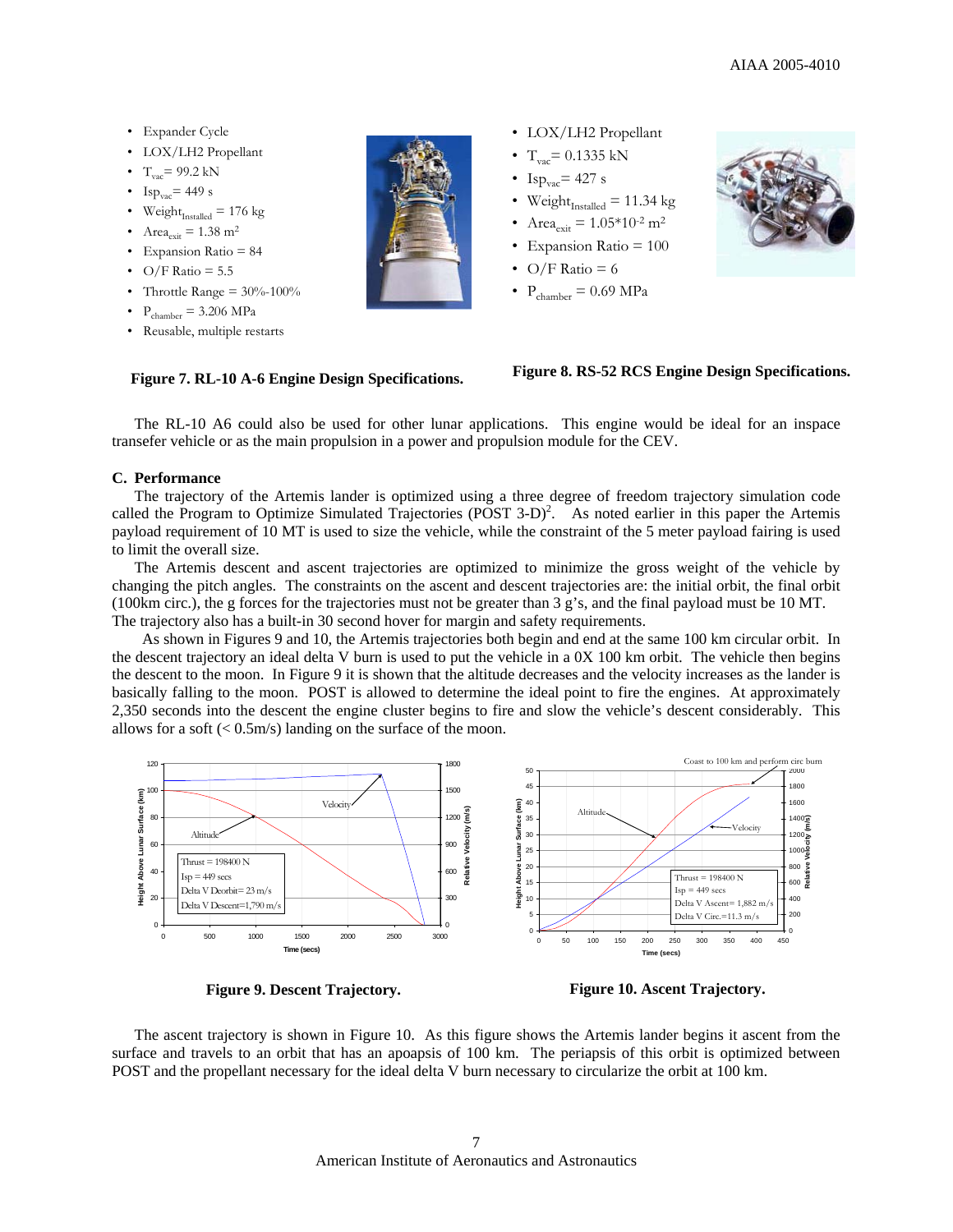- Expander Cycle
- LOX/LH2 Propellant
- $T_{vac}$= 99.2 kN
- $Isp_{vac}$= 449 s
- $Weight_{Installed}$ = 176 kg
- $Area_{exit}$ = 1.38 m$^2$
- Expansion Ratio = 84
- O/F Ratio = 5.5
- Throttle Range = 30%-100%
- $P_{chamber}$ = 3.206 MPa
- Reusable, multiple restarts

**Figure 7. RL-10 A-6 Engine Design Specifications.**

- LOX/LH2 Propellant
- $T_{vac}$= 0.1335 kN
- $Isp_{vac}$= 427 s
- $Weight_{Installed}$ = 11.34 kg
- $Area_{exit}$ = 1.05*10$^{-2}$ m$^2$
- Expansion Ratio = 100
- O/F Ratio = 6
- $P_{chamber}$ = 0.69 MPa

**Figure 8. RS-52 RCS Engine Design Specifications.**

The RL-10 A6 could also be used for other lunar applications. This engine would be ideal for an inspace transefer vehicle or as the main propulsion in a power and propulsion module for the CEV.

### C. Performance

The trajectory of the Artemis lander is optimized using a three degree of freedom trajectory simulation code called the Program to Optimize Simulated Trajectories (POST 3-D)[2]. As noted earlier in this paper the Artemis payload requirement of 10 MT is used to size the vehicle, while the constraint of the 5 meter payload fairing is used to limit the overall size.

The Artemis descent and ascent trajectories are optimized to minimize the gross weight of the vehicle by changing the pitch angles. The constraints on the ascent and descent trajectories are: the initial orbit, the final orbit (100km circ.), the g forces for the trajectories must not be greater than 3 g's, and the final payload must be 10 MT. The trajectory also has a built-in 30 second hover for margin and safety requirements.

As shown in Figures 9 and 10, the Artemis trajectories both begin and end at the same 100 km circular orbit. In the descent trajectory an ideal delta V burn is used to put the vehicle in a 0X 100 km orbit. The vehicle then begins the descent to the moon. In Figure 9 it is shown that the altitude decreases and the velocity increases as the lander is basically falling to the moon. POST is allowed to determine the ideal point to fire the engines. At approximately 2,350 seconds into the descent the engine cluster begins to fire and slow the vehicle's descent considerably. This allows for a soft (< 0.5m/s) landing on the surface of the moon.

**Figure 9. Descent Trajectory.**

**Figure 10. Ascent Trajectory.**

The ascent trajectory is shown in Figure 10. As this figure shows the Artemis lander begins it ascent from the surface and travels to an orbit that has an apoapsis of 100 km. The periapsis of this orbit is optimized between POST and the propellant necessary for the ideal delta V burn necessary to circularize the orbit at 100 km.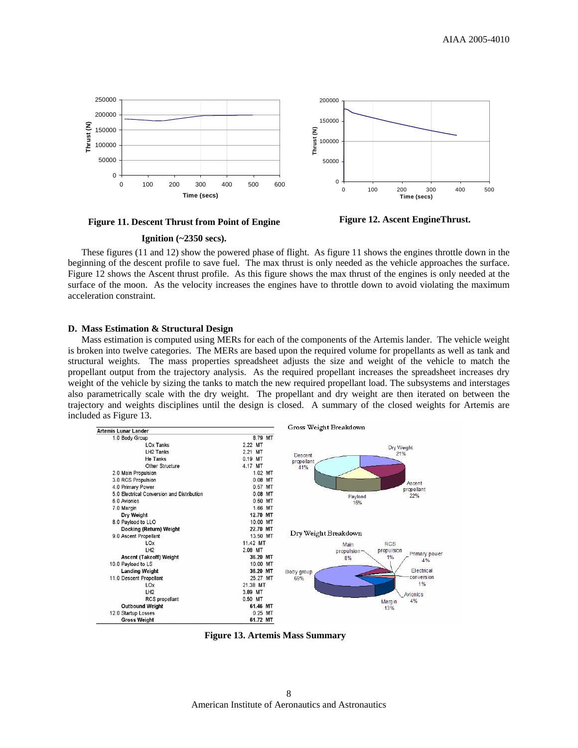Figure 11. Descent Thrust from Point of Engine Ignition (~2350 secs).

Figure 12. Ascent EngineThrust.

These figures (11 and 12) show the powered phase of flight. As figure 11 shows the engines throttle down in the beginning of the descent profile to save fuel. The max thrust is only needed as the vehicle approaches the surface. Figure 12 shows the Ascent thrust profile. As this figure shows the max thrust of the engines is only needed at the surface of the moon. As the velocity increases the engines have to throttle down to avoid violating the maximum acceleration constraint.

## D. Mass Estimation & Structural Design

Mass estimation is computed using MERs for each of the components of the Artemis lander. The vehicle weight is broken into twelve categories. The MERs are based upon the required volume for propellants as well as tank and structural weights. The mass properties spreadsheet adjusts the size and weight of the vehicle to match the propellant output from the trajectory analysis. As the required propellant increases the spreadsheet increases dry weight of the vehicle by sizing the tanks to match the new required propellant load. The subsystems and interstages also parametrically scale with the dry weight. The propellant and dry weight are then iterated on between the trajectory and weights disciplines until the design is closed. A summary of the closed weights for Artemis are included as Figure 13.

| Artemis Lunar Lander | |
|---|---|
| 1.0 Body Group | 8.79 MT |
| LOx Tanks | 2.22 MT |
| LH2 Tanks | 2.21 MT |
| He Tanks | 0.19 MT |
| Other Structure | 4.17 MT |
| 2.0 Main Propulsion | 1.02 MT |
| 3.0 RCS Propulsion | 0.08 MT |
| 4.0 Primary Power | 0.57 MT |
| 5.0 Electrical Conversion and Distribution | 0.08 MT |
| 6.0 Avionics | 0.50 MT |
| 7.0 Margin | 1.66 MT |
| **Dry Weight** | **12.70 MT** |
| 8.0 Payload to LLO | 10.00 MT |
| **Docking (Return) Weight** | **22.70 MT** |
| 9.0 Ascent Propellant | 13.50 MT |
| LOx | 11.42 MT |
| LH2 | 2.08 MT |
| **Ascent (Takeoff) Weight** | **36.20 MT** |
| 10.0 Payload to LS | 10.00 MT |
| **Landing Weight** | **36.20 MT** |
| 11.0 Descent Propellant | 25.27 MT |
| LOx | 21.38 MT |
| LH2 | 3.89 MT |
| RCS propellant | 0.50 MT |
| **Outbound Weight** | **61.46 MT** |
| 12.0 Startup Losses | 0.25 MT |
| **Gross Weight** | **61.72 MT** |

Gross Weight Breakdown: Dry Weight 21%, Ascent propellant 22%, Payload 16%, Descent propellant 41%

Dry Weight Breakdown: Body group 69%, Main propulsion 8%, RCS propulsion 1%, Primary power 4%, Electrical conversion 1%, Avionics 4%, Margin 13%

Figure 13. Artemis Mass Summary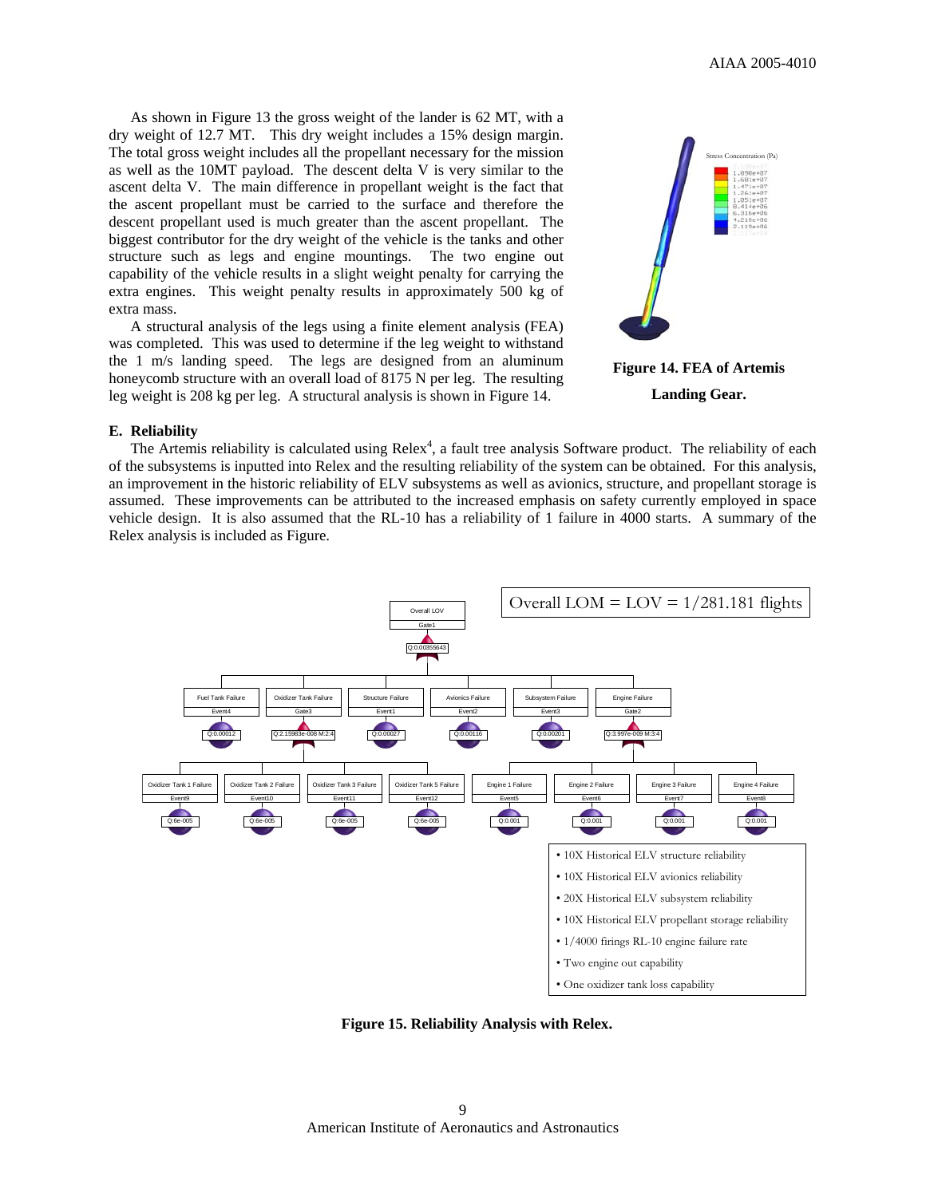As shown in Figure 13 the gross weight of the lander is 62 MT, with a dry weight of 12.7 MT. This dry weight includes a 15% design margin. The total gross weight includes all the propellant necessary for the mission as well as the 10MT payload. The descent delta V is very similar to the ascent delta V. The main difference in propellant weight is the fact that the ascent propellant must be carried to the surface and therefore the descent propellant used is much greater than the ascent propellant. The biggest contributor for the dry weight of the vehicle is the tanks and other structure such as legs and engine mountings. The two engine out capability of the vehicle results in a slight weight penalty for carrying the extra engines. This weight penalty results in approximately 500 kg of extra mass.

A structural analysis of the legs using a finite element analysis (FEA) was completed. This was used to determine if the leg weight to withstand the 1 m/s landing speed. The legs are designed from an aluminum honeycomb structure with an overall load of 8175 N per leg. The resulting leg weight is 208 kg per leg. A structural analysis is shown in Figure 14.

**Figure 14. FEA of Artemis Landing Gear.**

### E. Reliability

The Artemis reliability is calculated using Relex[4], a fault tree analysis Software product. The reliability of each of the subsystems is inputted into Relex and the resulting reliability of the system can be obtained. For this analysis, an improvement in the historic reliability of ELV subsystems as well as avionics, structure, and propellant storage is assumed. These improvements can be attributed to the increased emphasis on safety currently employed in space vehicle design. It is also assumed that the RL-10 has a reliability of 1 failure in 4000 starts. A summary of the Relex analysis is included as Figure.

**Figure 15. Reliability Analysis with Relex.**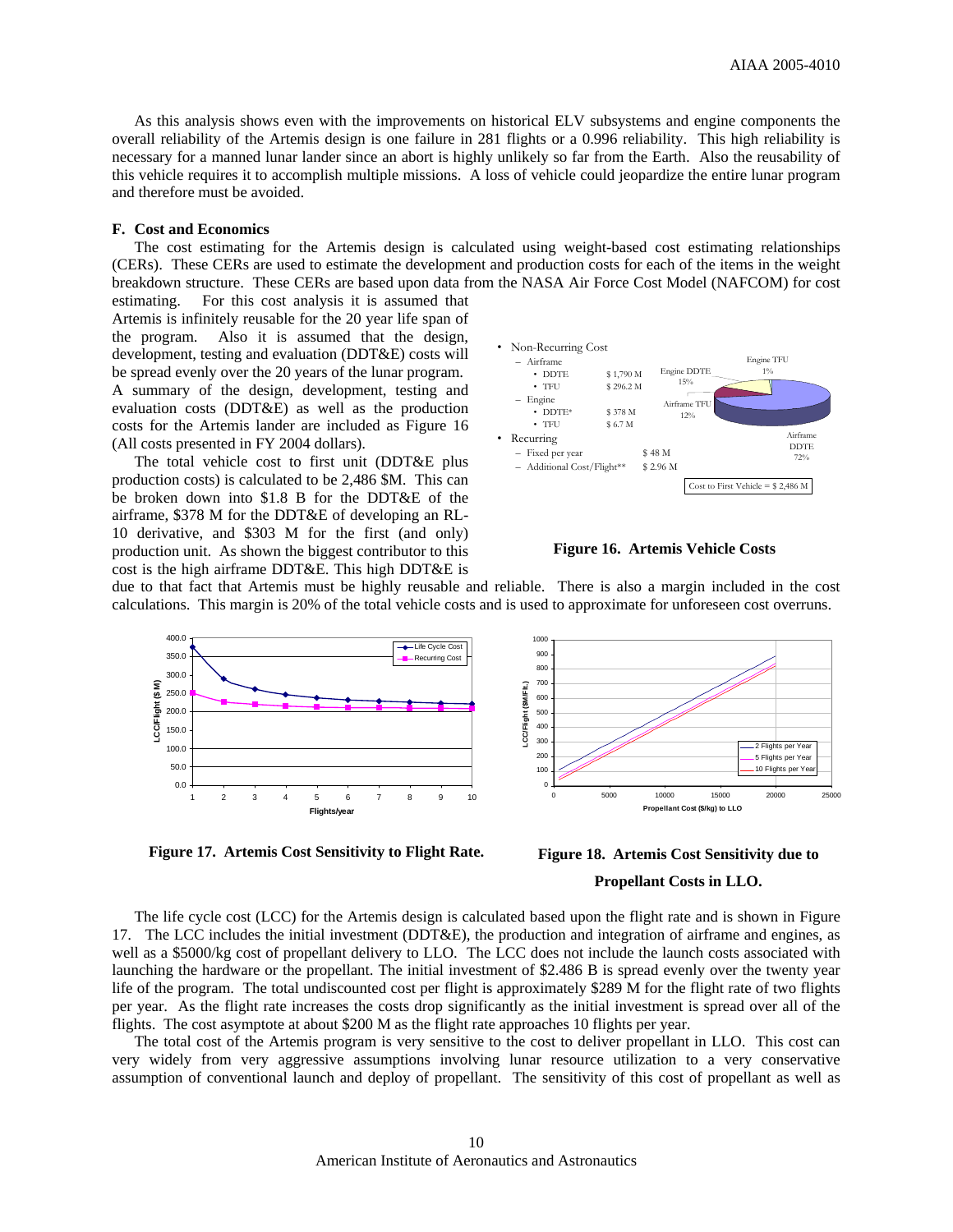As this analysis shows even with the improvements on historical ELV subsystems and engine components the overall reliability of the Artemis design is one failure in 281 flights or a 0.996 reliability. This high reliability is necessary for a manned lunar lander since an abort is highly unlikely so far from the Earth. Also the reusability of this vehicle requires it to accomplish multiple missions. A loss of vehicle could jeopardize the entire lunar program and therefore must be avoided.

### F. Cost and Economics

The cost estimating for the Artemis design is calculated using weight-based cost estimating relationships (CERs). These CERs are used to estimate the development and production costs for each of the items in the weight breakdown structure. These CERs are based upon data from the NASA Air Force Cost Model (NAFCOM) for cost estimating. For this cost analysis it is assumed that Artemis is infinitely reusable for the 20 year life span of the program. Also it is assumed that the design, development, testing and evaluation (DDT&E) costs will be spread evenly over the 20 years of the lunar program. A summary of the design, development, testing and evaluation costs (DDT&E) as well as the production costs for the Artemis lander are included as Figure 16 (All costs presented in FY 2004 dollars).

The total vehicle cost to first unit (DDT&E plus production costs) is calculated to be 2,486 $M. This can be broken down into $1.8 B for the DDT&E of the airframe, $378 M for the DDT&E of developing an RL-10 derivative, and $303 M for the first (and only) production unit. As shown the biggest contributor to this cost is the high airframe DDT&E. This high DDT&E is due to that fact that Artemis must be highly reusable and reliable. There is also a margin included in the cost calculations. This margin is 20% of the total vehicle costs and is used to approximate for unforeseen cost overruns.

- Non-Recurring Cost
  - Airframe
    - DDTE $1,790 M
    - TFU $296.2 M
  - Engine
    - DDTE* $378 M
    - TFU $6.7 M
- Recurring
  - Fixed per year $48 M
  - Additional Cost/Flight** $2.96 M

Engine TFU 1%, Engine DDTE 15%, Airframe TFU 12%, Airframe DDTE 72%

Cost to First Vehicle = $2,486 M

**Figure 16. Artemis Vehicle Costs**

**Figure 17. Artemis Cost Sensitivity to Flight Rate.**

**Figure 18. Artemis Cost Sensitivity due to Propellant Costs in LLO.**

The life cycle cost (LCC) for the Artemis design is calculated based upon the flight rate and is shown in Figure 17. The LCC includes the initial investment (DDT&E), the production and integration of airframe and engines, as well as a $5000/kg cost of propellant delivery to LLO. The LCC does not include the launch costs associated with launching the hardware or the propellant. The initial investment of $2.486 B is spread evenly over the twenty year life of the program. The total undiscounted cost per flight is approximately $289 M for the flight rate of two flights per year. As the flight rate increases the costs drop significantly as the initial investment is spread over all of the flights. The cost asymptote at about $200 M as the flight rate approaches 10 flights per year.

The total cost of the Artemis program is very sensitive to the cost to deliver propellant in LLO. This cost can very widely from very aggressive assumptions involving lunar resource utilization to a very conservative assumption of conventional launch and deploy of propellant. The sensitivity of this cost of propellant as well as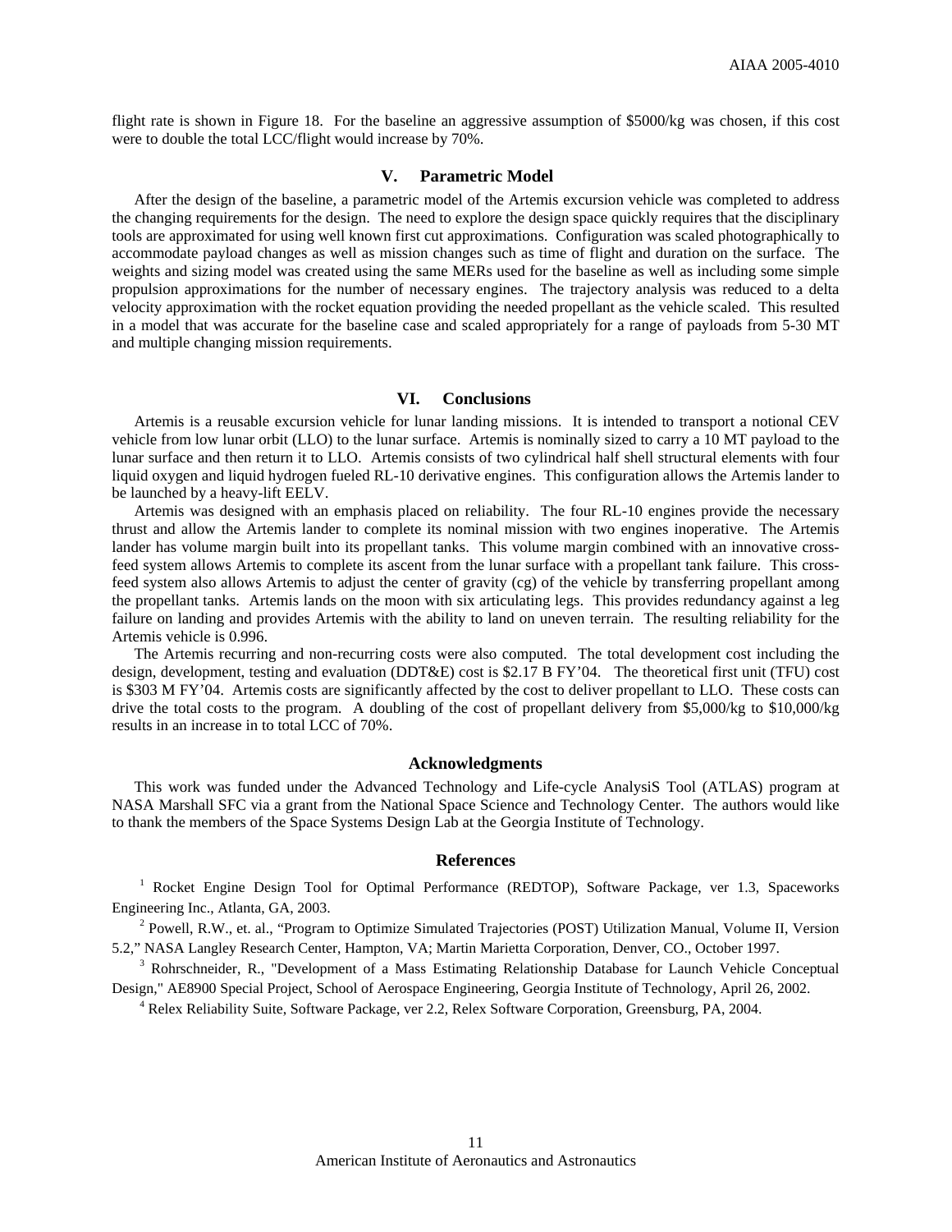flight rate is shown in Figure 18. For the baseline an aggressive assumption of $5000/kg was chosen, if this cost were to double the total LCC/flight would increase by 70%.

## V. Parametric Model

After the design of the baseline, a parametric model of the Artemis excursion vehicle was completed to address the changing requirements for the design. The need to explore the design space quickly requires that the disciplinary tools are approximated for using well known first cut approximations. Configuration was scaled photographically to accommodate payload changes as well as mission changes such as time of flight and duration on the surface. The weights and sizing model was created using the same MERs used for the baseline as well as including some simple propulsion approximations for the number of necessary engines. The trajectory analysis was reduced to a delta velocity approximation with the rocket equation providing the needed propellant as the vehicle scaled. This resulted in a model that was accurate for the baseline case and scaled appropriately for a range of payloads from 5-30 MT and multiple changing mission requirements.

## VI. Conclusions

Artemis is a reusable excursion vehicle for lunar landing missions. It is intended to transport a notional CEV vehicle from low lunar orbit (LLO) to the lunar surface. Artemis is nominally sized to carry a 10 MT payload to the lunar surface and then return it to LLO. Artemis consists of two cylindrical half shell structural elements with four liquid oxygen and liquid hydrogen fueled RL-10 derivative engines. This configuration allows the Artemis lander to be launched by a heavy-lift EELV.

Artemis was designed with an emphasis placed on reliability. The four RL-10 engines provide the necessary thrust and allow the Artemis lander to complete its nominal mission with two engines inoperative. The Artemis lander has volume margin built into its propellant tanks. This volume margin combined with an innovative cross-feed system allows Artemis to complete its ascent from the lunar surface with a propellant tank failure. This cross-feed system also allows Artemis to adjust the center of gravity (cg) of the vehicle by transferring propellant among the propellant tanks. Artemis lands on the moon with six articulating legs. This provides redundancy against a leg failure on landing and provides Artemis with the ability to land on uneven terrain. The resulting reliability for the Artemis vehicle is 0.996.

The Artemis recurring and non-recurring costs were also computed. The total development cost including the design, development, testing and evaluation (DDT&E) cost is $2.17 B FY'04. The theoretical first unit (TFU) cost is $303 M FY'04. Artemis costs are significantly affected by the cost to deliver propellant to LLO. These costs can drive the total costs to the program. A doubling of the cost of propellant delivery from $5,000/kg to $10,000/kg results in an increase in to total LCC of 70%.

## Acknowledgments

This work was funded under the Advanced Technology and Life-cycle AnalysiS Tool (ATLAS) program at NASA Marshall SFC via a grant from the National Space Science and Technology Center. The authors would like to thank the members of the Space Systems Design Lab at the Georgia Institute of Technology.

## References

[1] Rocket Engine Design Tool for Optimal Performance (REDTOP), Software Package, ver 1.3, Spaceworks Engineering Inc., Atlanta, GA, 2003.

[2] Powell, R.W., et. al., "Program to Optimize Simulated Trajectories (POST) Utilization Manual, Volume II, Version 5.2," NASA Langley Research Center, Hampton, VA; Martin Marietta Corporation, Denver, CO., October 1997.

[3] Rohrschneider, R., "Development of a Mass Estimating Relationship Database for Launch Vehicle Conceptual Design," AE8900 Special Project, School of Aerospace Engineering, Georgia Institute of Technology, April 26, 2002.

[4] Relex Reliability Suite, Software Package, ver 2.2, Relex Software Corporation, Greensburg, PA, 2004.